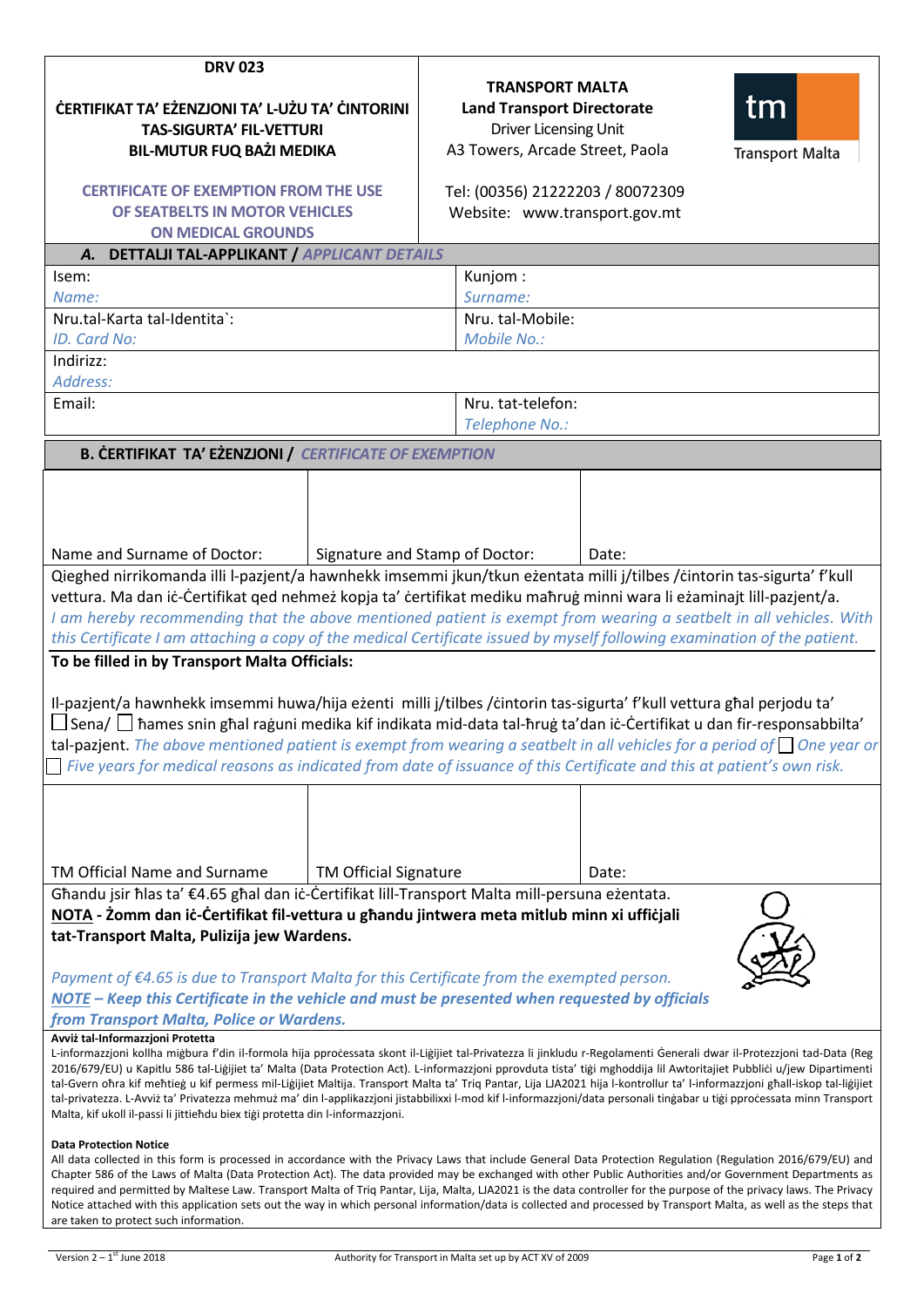**DRV 023**

**ĊERTIFIKAT TA' EŻENZJONI TA' L-UŻU TA' ĊINTORINI TAS-SIGURTA' FIL-VETTURI BIL-MUTUR FUQ BAŻI MEDIKA**

**CERTIFICATE OF EXEMPTION FROM THE USE OF SEATBELTS IN MOTOR VEHICLES ON MEDICAL GROUNDS**

**TRANSPORT MALTA**
**Land Transport Directorate**
Driver Licensing Unit
A3 Towers, Arcade Street, Paola

Tel: (00356) 21222203 / 80072309
Website: www.transport.gov.mt

tm Transport Malta

## A. DETTALJI TAL-APPLIKANT / *APPLICANT DETAILS*

| | |
|---|---|
| Isem: *Name:* | Kunjom : *Surname:* |
| Nru.tal-Karta tal-Identita`: *ID. Card No:* | Nru. tal-Mobile: *Mobile No.:* |
| Indirizz: *Address:* | |
| Email: | Nru. tat-telefon: *Telephone No.:* |

## B. ĊERTIFIKAT TA' EŻENZJONI / *CERTIFICATE OF EXEMPTION*

| Name and Surname of Doctor: | Signature and Stamp of Doctor: | Date: |
|---|---|---|
| | | |

Qiegħed nirrikomanda illi l-pazjent/a hawnhekk imsemmi jkun/tkun eżentata milli j/tilbes /ċintorin tas-sigurta' f'kull vettura. Ma dan iċ-Ċertifikat qed nehmeż kopja ta' ċertifikat mediku maħruġ minni wara li eżaminajt lill-pazjent/a.
*I am hereby recommending that the above mentioned patient is exempt from wearing a seatbelt in all vehicles. With this Certificate I am attaching a copy of the medical Certificate issued by myself following examination of the patient.*

**To be filled in by Transport Malta Officials:**

Il-pazjent/a hawnhekk imsemmi huwa/hija eżenti milli j/tilbes /ċintorin tas-sigurta' f'kull vettura għal perjodu ta' ☐ Sena/ ☐ ħames snin għal raġuni medika kif indikata mid-data tal-ħruġ ta'dan iċ-Ċertifikat u dan fir-responsabbilta' tal-pazjent. *The above mentioned patient is exempt from wearing a seatbelt in all vehicles for a period of ☐ One year or ☐ Five years for medical reasons as indicated from date of issuance of this Certificate and this at patient's own risk.*

| TM Official Name and Surname | TM Official Signature | Date: |
|---|---|---|
| | | |

Għandu jsir ħlas ta' €4.65 għal dan iċ-Ċertifikat lill-Transport Malta mill-persuna eżentata.
**NOTA - Żomm dan iċ-Ċertifikat fil-vettura u għandu jintwera meta mitlub minn xi uffiċjali tat-Transport Malta, Pulizija jew Wardens.**

*Payment of €4.65 is due to Transport Malta for this Certificate from the exempted person.*
***NOTE – Keep this Certificate in the vehicle and must be presented when requested by officials from Transport Malta, Police or Wardens.***

**Avviż tal-Informazzjoni Protetta**
L-informazzjoni kollha miġbura f'din il-formola hija pproċessata skont il-Liġijiet tal-Privatezza li jinkludu r-Regolamenti Ġenerali dwar il-Protezzjoni tad-Data (Reg 2016/679/EU) u Kapitlu 586 tal-Liġijiet ta' Malta (Data Protection Act). L-informazzjoni pprovduta tista' tiġi mgħoddija lil Awtoritajiet Pubbliċi u/jew Dipartimenti tal-Gvern oħra kif meħtieġ u kif permess mil-Liġijiet Maltija. Transport Malta ta' Triq Pantar, Lija LJA2021 hija l-kontrollur ta' l-informazzjoni għall-iskop tal-liġijiet tal-privatezza. L-Avviż ta' Privatezza mehmuż ma' din l-applikazzjoni jistabbilixxi l-mod kif l-informazzjoni/data personali tinġabar u tiġi pproċessata minn Transport Malta, kif ukoll il-passi li jittieħdu biex tiġi protetta din l-informazzjoni.

**Data Protection Notice**
All data collected in this form is processed in accordance with the Privacy Laws that include General Data Protection Regulation (Regulation 2016/679/EU) and Chapter 586 of the Laws of Malta (Data Protection Act). The data provided may be exchanged with other Public Authorities and/or Government Departments as required and permitted by Maltese Law. Transport Malta of Triq Pantar, Lija, Malta, LJA2021 is the data controller for the purpose of the privacy laws. The Privacy Notice attached with this application sets out the way in which personal information/data is collected and processed by Transport Malta, as well as the steps that are taken to protect such information.

Version 2 – 1st June 2018 | Authority for Transport in Malta set up by ACT XV of 2009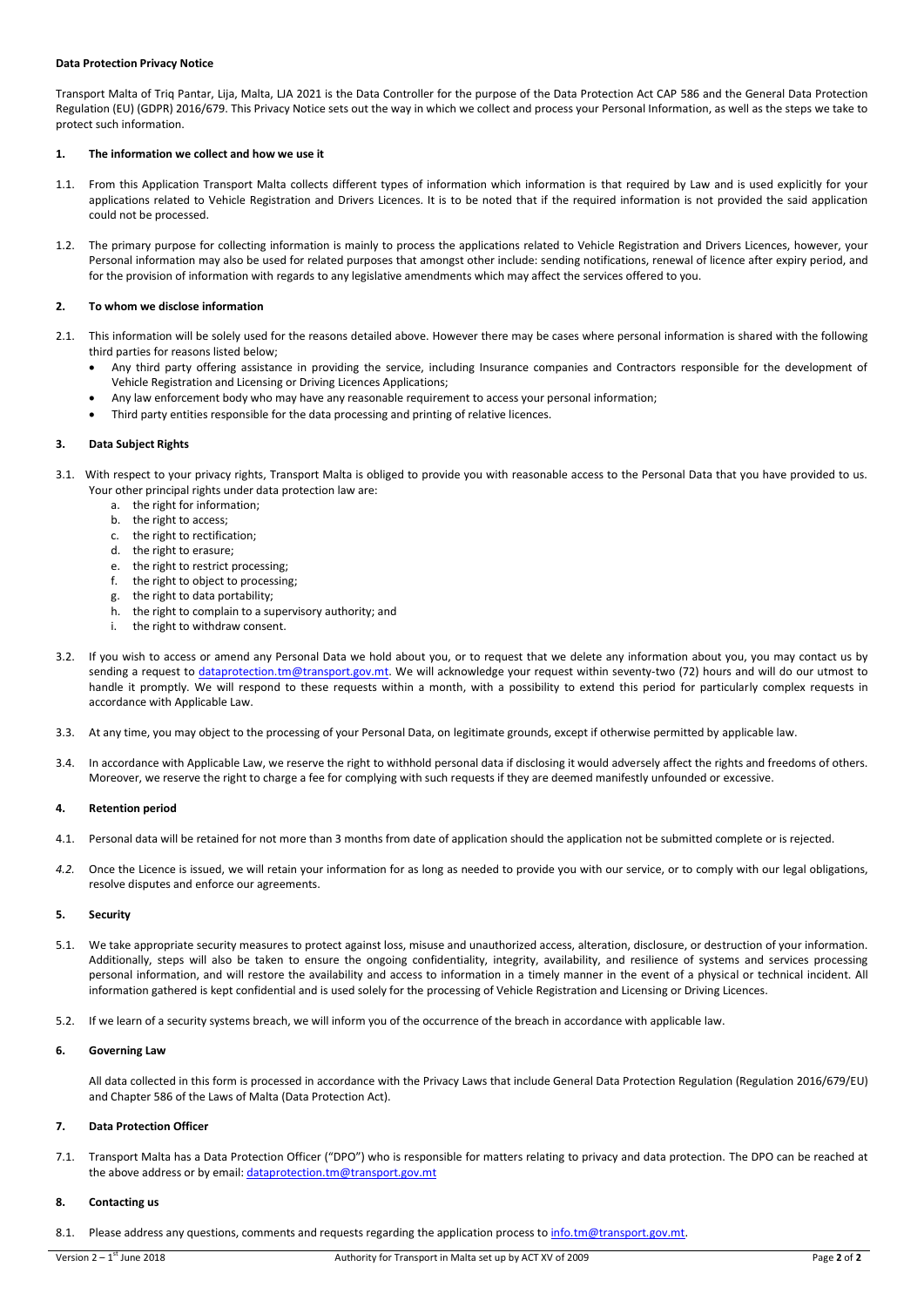**Data Protection Privacy Notice**

Transport Malta of Triq Pantar, Lija, Malta, LJA 2021 is the Data Controller for the purpose of the Data Protection Act CAP 586 and the General Data Protection Regulation (EU) (GDPR) 2016/679. This Privacy Notice sets out the way in which we collect and process your Personal Information, as well as the steps we take to protect such information.

**1. The information we collect and how we use it**

1.1. From this Application Transport Malta collects different types of information which information is that required by Law and is used explicitly for your applications related to Vehicle Registration and Drivers Licences. It is to be noted that if the required information is not provided the said application could not be processed.

1.2. The primary purpose for collecting information is mainly to process the applications related to Vehicle Registration and Drivers Licences, however, your Personal information may also be used for related purposes that amongst other include: sending notifications, renewal of licence after expiry period, and for the provision of information with regards to any legislative amendments which may affect the services offered to you.

**2. To whom we disclose information**

2.1. This information will be solely used for the reasons detailed above. However there may be cases where personal information is shared with the following third parties for reasons listed below;
- Any third party offering assistance in providing the service, including Insurance companies and Contractors responsible for the development of Vehicle Registration and Licensing or Driving Licences Applications;
- Any law enforcement body who may have any reasonable requirement to access your personal information;
- Third party entities responsible for the data processing and printing of relative licences.

**3. Data Subject Rights**

3.1. With respect to your privacy rights, Transport Malta is obliged to provide you with reasonable access to the Personal Data that you have provided to us. Your other principal rights under data protection law are:
a. the right for information;
b. the right to access;
c. the right to rectification;
d. the right to erasure;
e. the right to restrict processing;
f. the right to object to processing;
g. the right to data portability;
h. the right to complain to a supervisory authority; and
i. the right to withdraw consent.

3.2. If you wish to access or amend any Personal Data we hold about you, or to request that we delete any information about you, you may contact us by sending a request to dataprotection.tm@transport.gov.mt. We will acknowledge your request within seventy-two (72) hours and will do our utmost to handle it promptly. We will respond to these requests within a month, with a possibility to extend this period for particularly complex requests in accordance with Applicable Law.

3.3. At any time, you may object to the processing of your Personal Data, on legitimate grounds, except if otherwise permitted by applicable law.

3.4. In accordance with Applicable Law, we reserve the right to withhold personal data if disclosing it would adversely affect the rights and freedoms of others. Moreover, we reserve the right to charge a fee for complying with such requests if they are deemed manifestly unfounded or excessive.

**4. Retention period**

4.1. Personal data will be retained for not more than 3 months from date of application should the application not be submitted complete or is rejected.

*4.2.* Once the Licence is issued, we will retain your information for as long as needed to provide you with our service, or to comply with our legal obligations, resolve disputes and enforce our agreements.

**5. Security**

5.1. We take appropriate security measures to protect against loss, misuse and unauthorized access, alteration, disclosure, or destruction of your information. Additionally, steps will also be taken to ensure the ongoing confidentiality, integrity, availability, and resilience of systems and services processing personal information, and will restore the availability and access to information in a timely manner in the event of a physical or technical incident. All information gathered is kept confidential and is used solely for the processing of Vehicle Registration and Licensing or Driving Licences.

5.2. If we learn of a security systems breach, we will inform you of the occurrence of the breach in accordance with applicable law.

**6. Governing Law**

All data collected in this form is processed in accordance with the Privacy Laws that include General Data Protection Regulation (Regulation 2016/679/EU) and Chapter 586 of the Laws of Malta (Data Protection Act).

**7. Data Protection Officer**

7.1. Transport Malta has a Data Protection Officer ("DPO") who is responsible for matters relating to privacy and data protection. The DPO can be reached at the above address or by email: dataprotection.tm@transport.gov.mt

**8. Contacting us**

8.1. Please address any questions, comments and requests regarding the application process to info.tm@transport.gov.mt.

Version 2 – 1st June 2018 | Authority for Transport in Malta set up by ACT XV of 2009